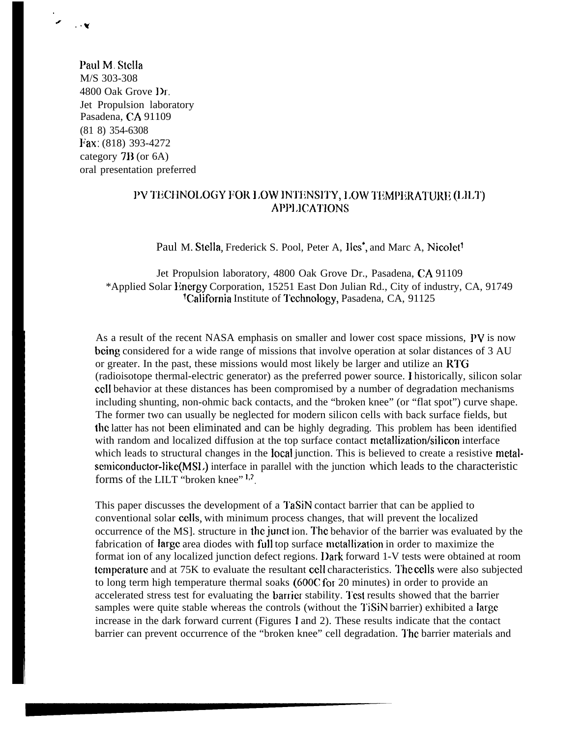Paul M. Stella
M/S 303-308
4800 Oak Grove Dr.
Jet Propulsion laboratory
Pasadena, CA 91109
(81 8) 354-6308
Fax: (818) 393-4272
category 7B (or 6A)
oral presentation preferred

# PV TECHNOLOGY FOR LOW INTENSITY, LOW TEMPERATURE (LILT) APPLICATIONS

Paul M. Stella, Frederick S. Pool, Peter A, Iles*, and Marc A, Nicolet†

Jet Propulsion laboratory, 4800 Oak Grove Dr., Pasadena, CA 91109
*Applied Solar Energy Corporation, 15251 East Don Julian Rd., City of industry, CA, 91749
†California Institute of Technology, Pasadena, CA, 91125

As a result of the recent NASA emphasis on smaller and lower cost space missions, PV is now being considered for a wide range of missions that involve operation at solar distances of 3 AU or greater. In the past, these missions would most likely be larger and utilize an RTG (radioisotope thermal-electric generator) as the preferred power source. I historically, silicon solar cell behavior at these distances has been compromised by a number of degradation mechanisms including shunting, non-ohmic back contacts, and the "broken knee" (or "flat spot") curve shape. The former two can usually be neglected for modern silicon cells with back surface fields, but the latter has not been eliminated and can be highly degrading. This problem has been identified with random and localized diffusion at the top surface contact metallization/silicon interface which leads to structural changes in the local junction. This is believed to create a resistive metal-semiconductor-like(MSL) interface in parallel with the junction which leads to the characteristic forms of the LILT "broken knee" [1,2].

This paper discusses the development of a TaSiN contact barrier that can be applied to conventional solar cells, with minimum process changes, that will prevent the localized occurrence of the MS]. structure in the junct ion. The behavior of the barrier was evaluated by the fabrication of large area diodes with full top surface metallization in order to maximize the format ion of any localized junction defect regions. Dark forward 1-V tests were obtained at room temperature and at 75K to evaluate the resultant cell characteristics. The cells were also subjected to long term high temperature thermal soaks (600C for 20 minutes) in order to provide an accelerated stress test for evaluating the barrier stability. Test results showed that the barrier samples were quite stable whereas the controls (without the TiSiN barrier) exhibited a large increase in the dark forward current (Figures 1 and 2). These results indicate that the contact barrier can prevent occurrence of the "broken knee" cell degradation. The barrier materials and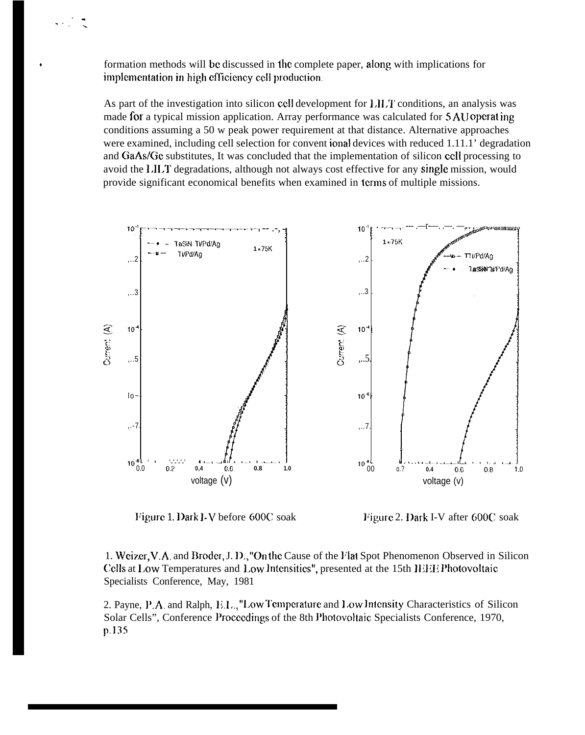formation methods will be discussed in the complete paper, along with implications for implementation in high efficiency cell production.

As part of the investigation into silicon cell development for LILT conditions, an analysis was made for a typical mission application. Array performance was calculated for 5 AU operating conditions assuming a 50 w peak power requirement at that distance. Alternative approaches were examined, including cell selection for conventional devices with reduced LILT degradation and GaAs/Ge substitutes, It was concluded that the implementation of silicon cell processing to avoid the LILT degradations, although not always cost effective for any single mission, would provide significant economical benefits when examined in terms of multiple missions.

TaSiN Ti/Pd/Ag
Ti/Pd/Ag
T=75K
Current (A)
voltage (V)

Figure 1. Dark I-V before 600C soak

T=75K
Ti/Pd/Ag
TaSiN Ti/Pd/Ag
Current (A)
voltage (v)

Figure 2. Dark I-V after 600C soak

1. Weizer, V.A. and Broder, J. D.,"On the Cause of the Flat Spot Phenomenon Observed in Silicon Cells at Low Temperatures and Low Intensities", presented at the 15th IEEE Photovoltaic Specialists Conference, May, 1981

2. Payne, P.A. and Ralph, E.L.,"Low Temperature and Low Intensity Characteristics of Silicon Solar Cells", Conference Proceedings of the 8th Photovoltaic Specialists Conference, 1970, p.135